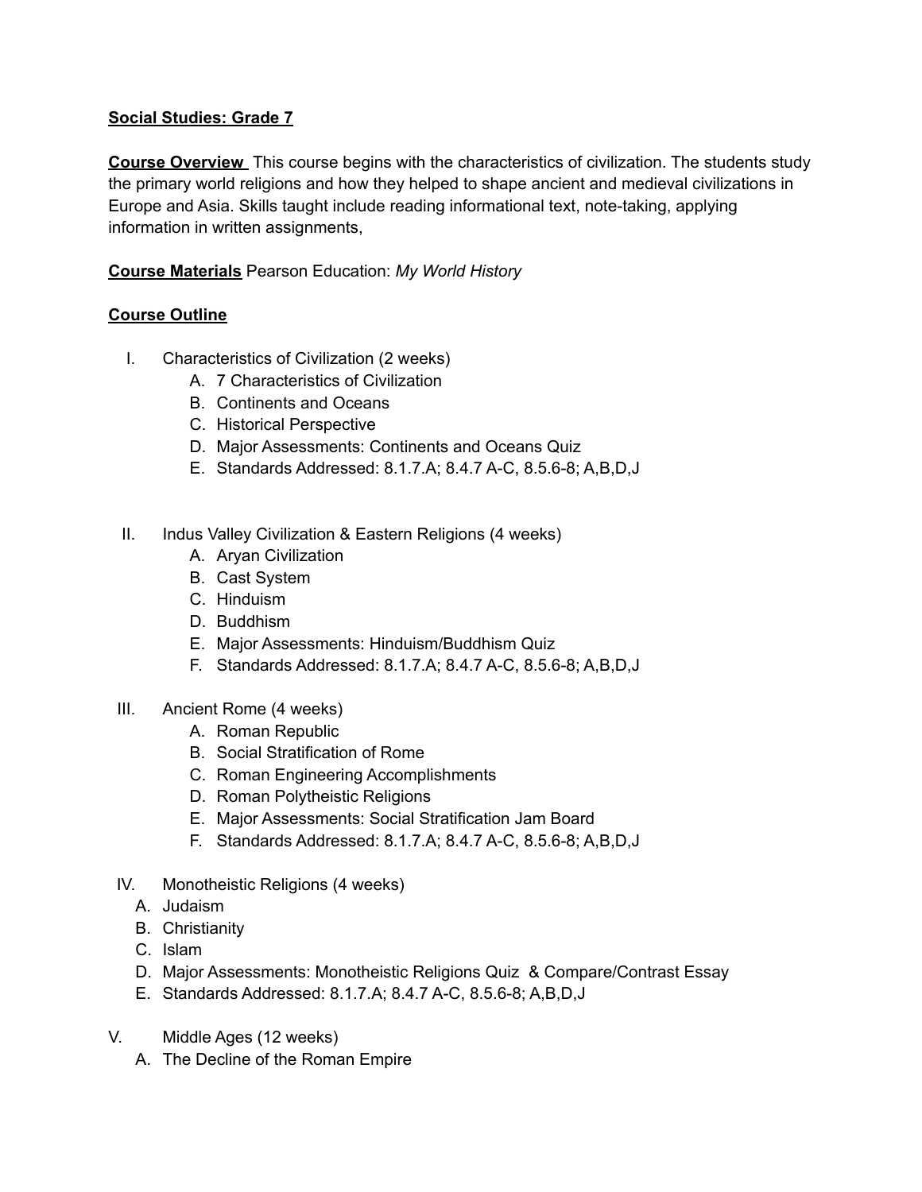**Social Studies: Grade 7**

**Course Overview** This course begins with the characteristics of civilization. The students study the primary world religions and how they helped to shape ancient and medieval civilizations in Europe and Asia. Skills taught include reading informational text, note-taking, applying information in written assignments,

**Course Materials** Pearson Education: *My World History*

**Course Outline**

I. Characteristics of Civilization (2 weeks)
   A. 7 Characteristics of Civilization
   B. Continents and Oceans
   C. Historical Perspective
   D. Major Assessments: Continents and Oceans Quiz
   E. Standards Addressed: 8.1.7.A; 8.4.7 A-C, 8.5.6-8; A,B,D,J

II. Indus Valley Civilization & Eastern Religions (4 weeks)
   A. Aryan Civilization
   B. Cast System
   C. Hinduism
   D. Buddhism
   E. Major Assessments: Hinduism/Buddhism Quiz
   F. Standards Addressed: 8.1.7.A; 8.4.7 A-C, 8.5.6-8; A,B,D,J

III. Ancient Rome (4 weeks)
   A. Roman Republic
   B. Social Stratification of Rome
   C. Roman Engineering Accomplishments
   D. Roman Polytheistic Religions
   E. Major Assessments: Social Stratification Jam Board
   F. Standards Addressed: 8.1.7.A; 8.4.7 A-C, 8.5.6-8; A,B,D,J

IV. Monotheistic Religions (4 weeks)
   A. Judaism
   B. Christianity
   C. Islam
   D. Major Assessments: Monotheistic Religions Quiz & Compare/Contrast Essay
   E. Standards Addressed: 8.1.7.A; 8.4.7 A-C, 8.5.6-8; A,B,D,J

V. Middle Ages (12 weeks)
   A. The Decline of the Roman Empire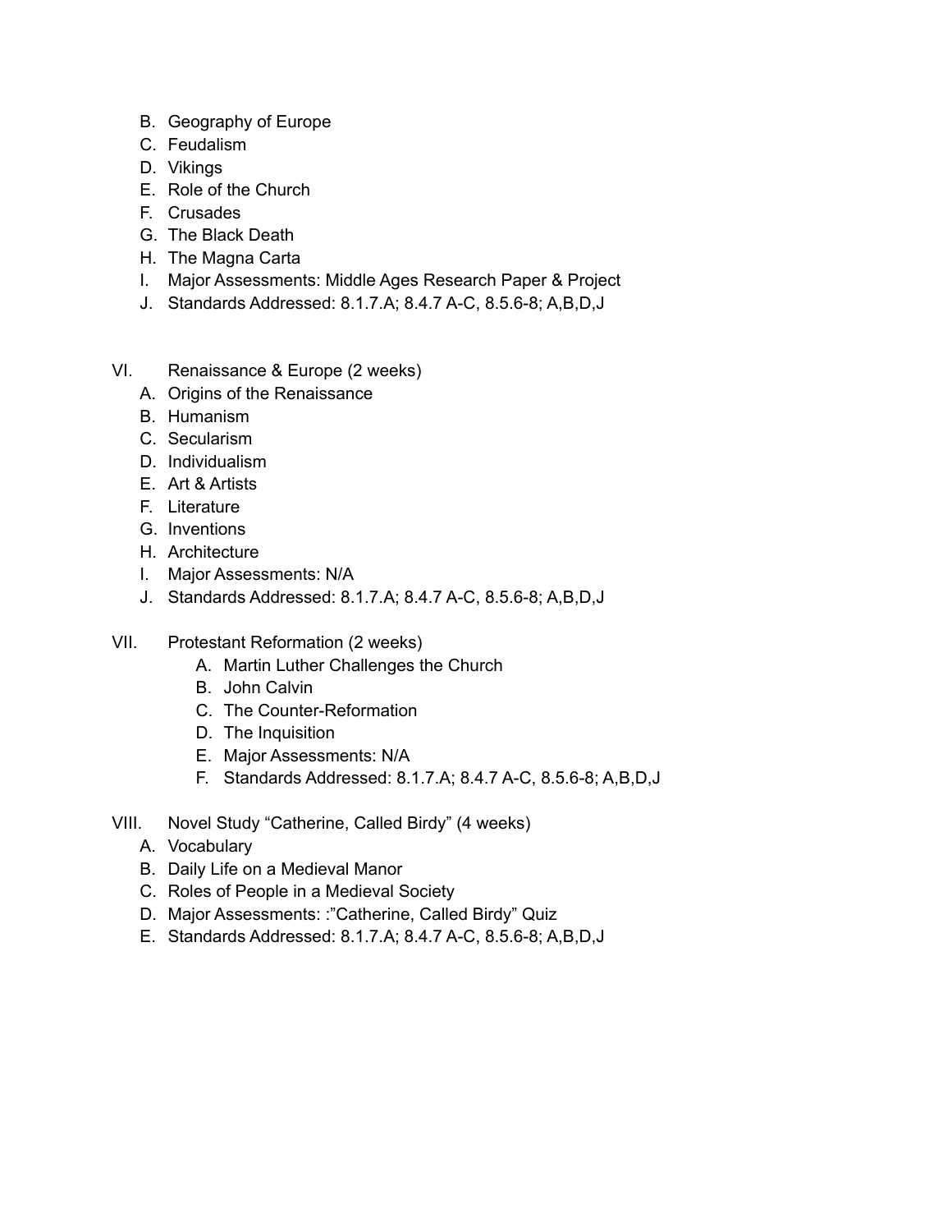B. Geography of Europe
C. Feudalism
D. Vikings
E. Role of the Church
F. Crusades
G. The Black Death
H. The Magna Carta
I. Major Assessments: Middle Ages Research Paper & Project
J. Standards Addressed: 8.1.7.A; 8.4.7 A-C, 8.5.6-8; A,B,D,J

VI. Renaissance & Europe (2 weeks)

A. Origins of the Renaissance
B. Humanism
C. Secularism
D. Individualism
E. Art & Artists
F. Literature
G. Inventions
H. Architecture
I. Major Assessments: N/A
J. Standards Addressed: 8.1.7.A; 8.4.7 A-C, 8.5.6-8; A,B,D,J

VII. Protestant Reformation (2 weeks)

A. Martin Luther Challenges the Church
B. John Calvin
C. The Counter-Reformation
D. The Inquisition
E. Major Assessments: N/A
F. Standards Addressed: 8.1.7.A; 8.4.7 A-C, 8.5.6-8; A,B,D,J

VIII. Novel Study "Catherine, Called Birdy" (4 weeks)

A. Vocabulary
B. Daily Life on a Medieval Manor
C. Roles of People in a Medieval Society
D. Major Assessments: :"Catherine, Called Birdy" Quiz
E. Standards Addressed: 8.1.7.A; 8.4.7 A-C, 8.5.6-8; A,B,D,J